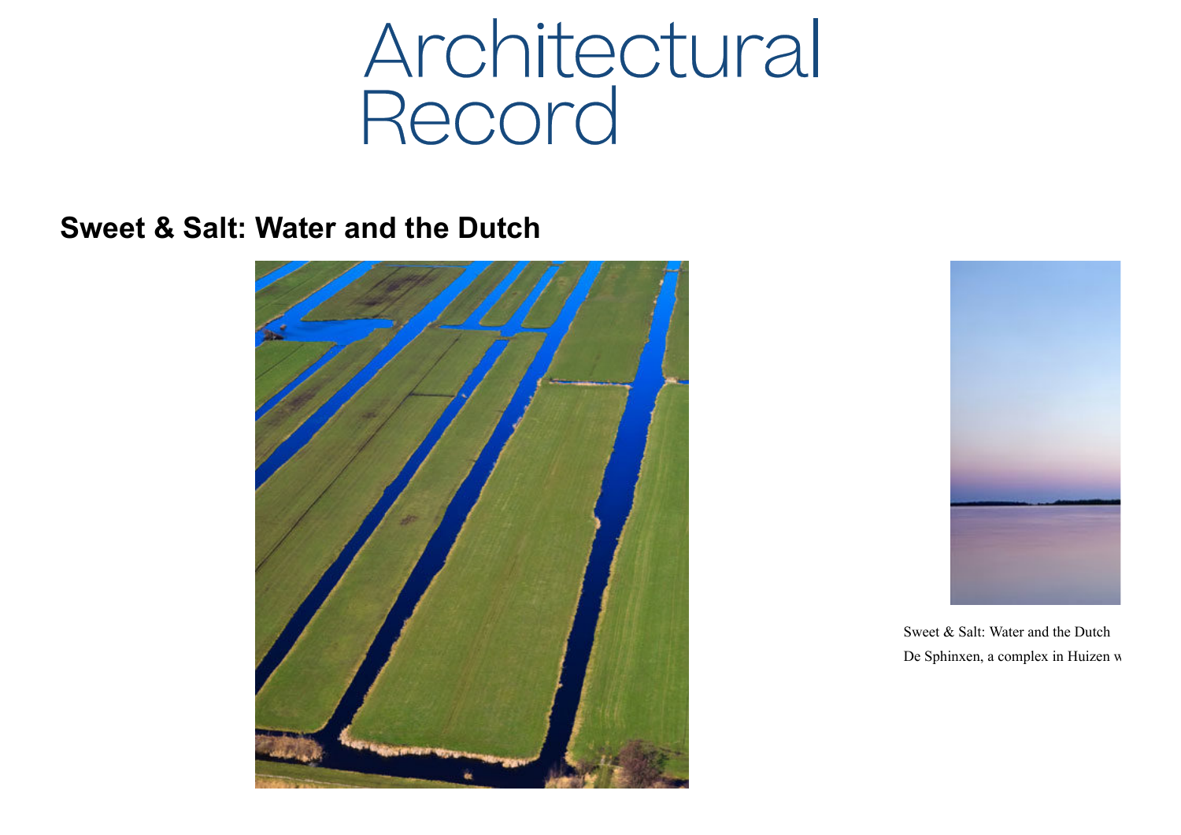# Architectural Record

## Sweet & Salt: Water and the Dutch

Sweet & Salt: Water and the Dutch

De Sphinxen, a complex in Huizen w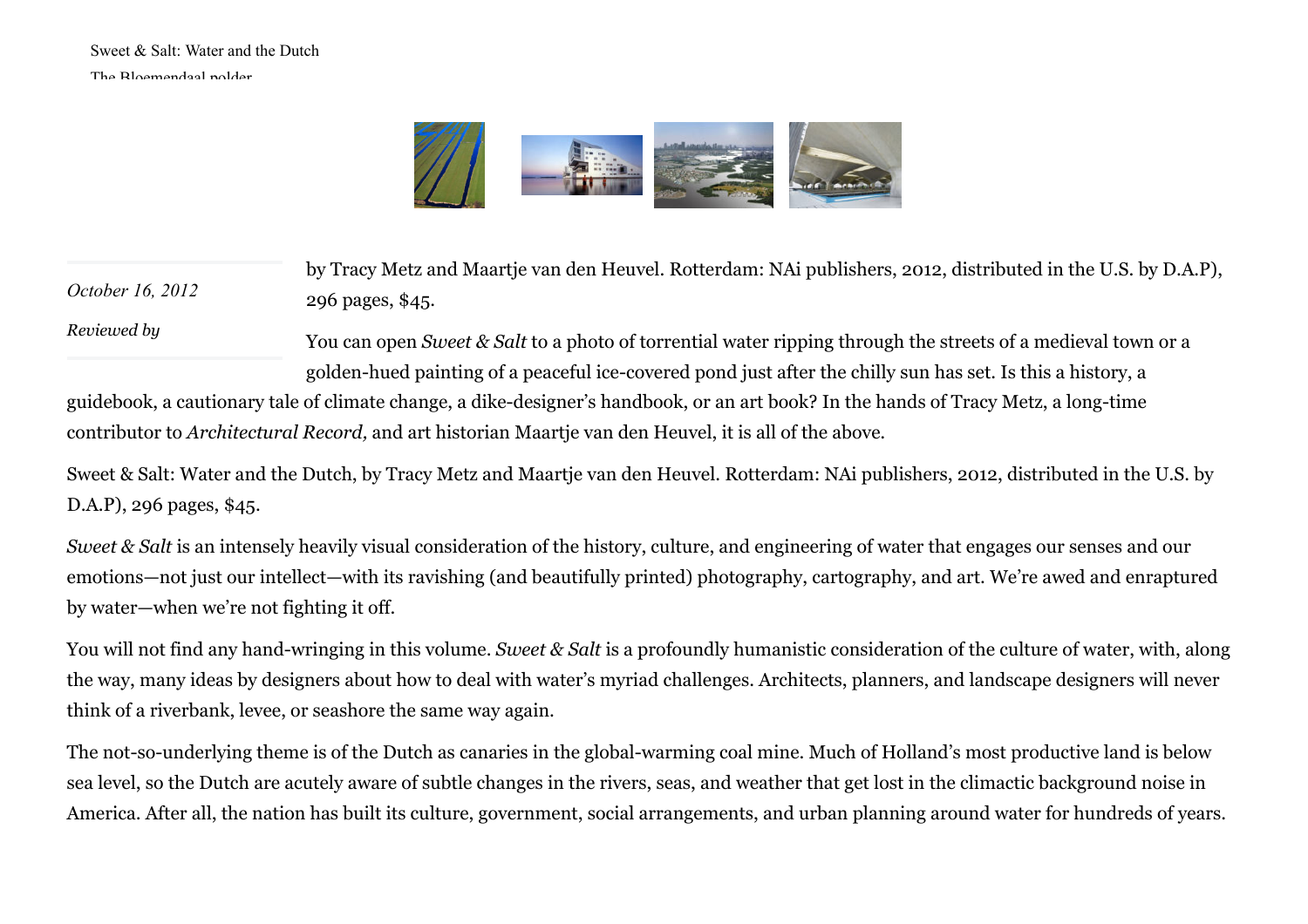Sweet & Salt: Water and the Dutch

The Bloemendaal polder

October 16, 2012

Reviewed by

by Tracy Metz and Maartje van den Heuvel. Rotterdam: NAi publishers, 2012, distributed in the U.S. by D.A.P), 296 pages, $45.

You can open *Sweet & Salt* to a photo of torrential water ripping through the streets of a medieval town or a golden-hued painting of a peaceful ice-covered pond just after the chilly sun has set. Is this a history, a guidebook, a cautionary tale of climate change, a dike-designer's handbook, or an art book? In the hands of Tracy Metz, a long-time contributor to *Architectural Record,* and art historian Maartje van den Heuvel, it is all of the above.

Sweet & Salt: Water and the Dutch, by Tracy Metz and Maartje van den Heuvel. Rotterdam: NAi publishers, 2012, distributed in the U.S. by D.A.P), 296 pages, $45.

*Sweet & Salt* is an intensely heavily visual consideration of the history, culture, and engineering of water that engages our senses and our emotions—not just our intellect—with its ravishing (and beautifully printed) photography, cartography, and art. We're awed and enraptured by water—when we're not fighting it off.

You will not find any hand-wringing in this volume. *Sweet & Salt* is a profoundly humanistic consideration of the culture of water, with, along the way, many ideas by designers about how to deal with water's myriad challenges. Architects, planners, and landscape designers will never think of a riverbank, levee, or seashore the same way again.

The not-so-underlying theme is of the Dutch as canaries in the global-warming coal mine. Much of Holland's most productive land is below sea level, so the Dutch are acutely aware of subtle changes in the rivers, seas, and weather that get lost in the climactic background noise in America. After all, the nation has built its culture, government, social arrangements, and urban planning around water for hundreds of years.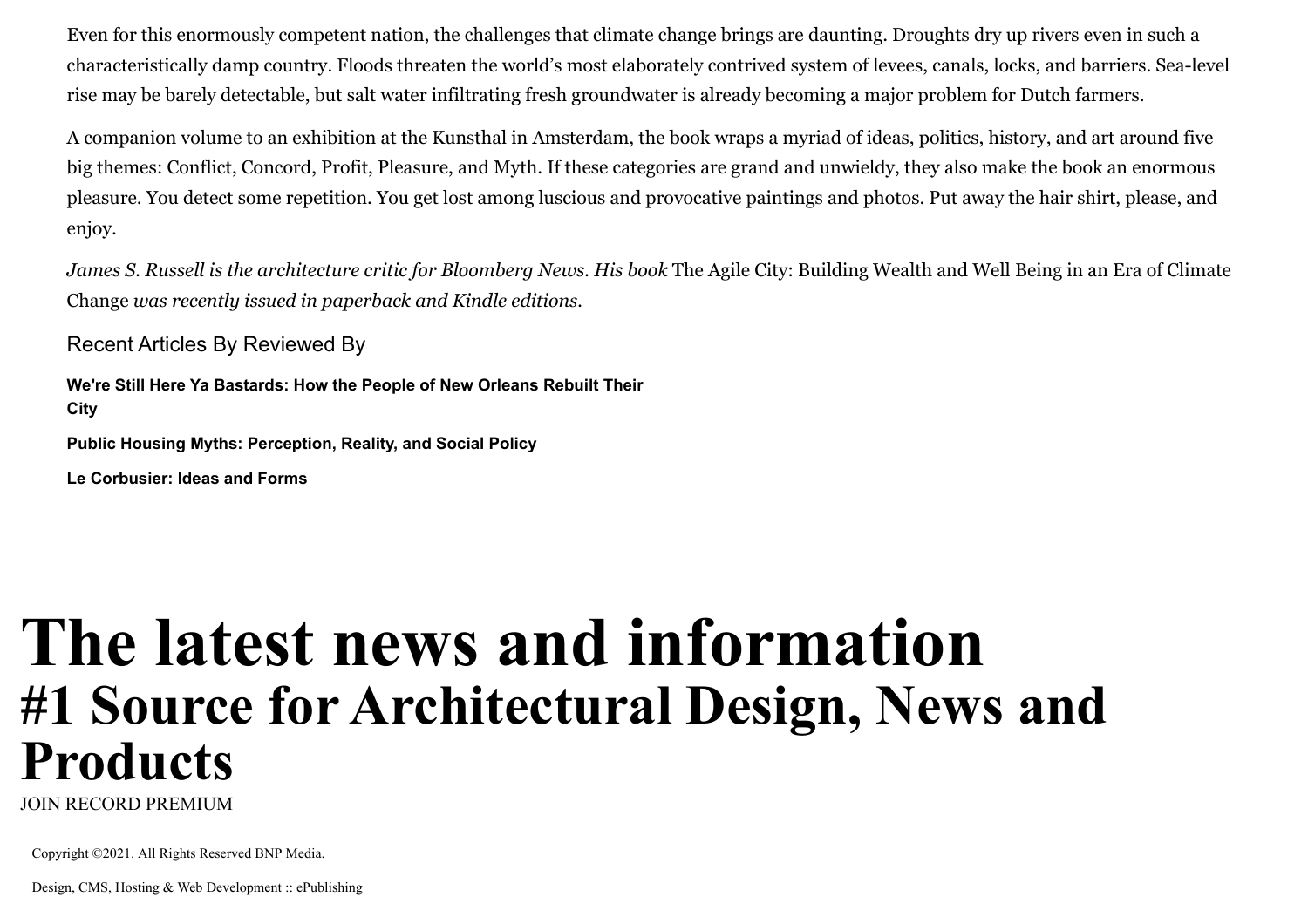Even for this enormously competent nation, the challenges that climate change brings are daunting. Droughts dry up rivers even in such a characteristically damp country. Floods threaten the world's most elaborately contrived system of levees, canals, locks, and barriers. Sea-level rise may be barely detectable, but salt water infiltrating fresh groundwater is already becoming a major problem for Dutch farmers.

A companion volume to an exhibition at the Kunsthal in Amsterdam, the book wraps a myriad of ideas, politics, history, and art around five big themes: Conflict, Concord, Profit, Pleasure, and Myth. If these categories are grand and unwieldy, they also make the book an enormous pleasure. You detect some repetition. You get lost among luscious and provocative paintings and photos. Put away the hair shirt, please, and enjoy.

*James S. Russell is the architecture critic for Bloomberg News. His book* The Agile City: Building Wealth and Well Being in an Era of Climate Change *was recently issued in paperback and Kindle editions.*

### Recent Articles By Reviewed By

**We're Still Here Ya Bastards: How the People of New Orleans Rebuilt Their City**

**Public Housing Myths: Perception, Reality, and Social Policy**

**Le Corbusier: Ideas and Forms**

# The latest news and information

## #1 Source for Architectural Design, News and Products

JOIN RECORD PREMIUM

Copyright ©2021. All Rights Reserved BNP Media.

Design, CMS, Hosting & Web Development :: ePublishing